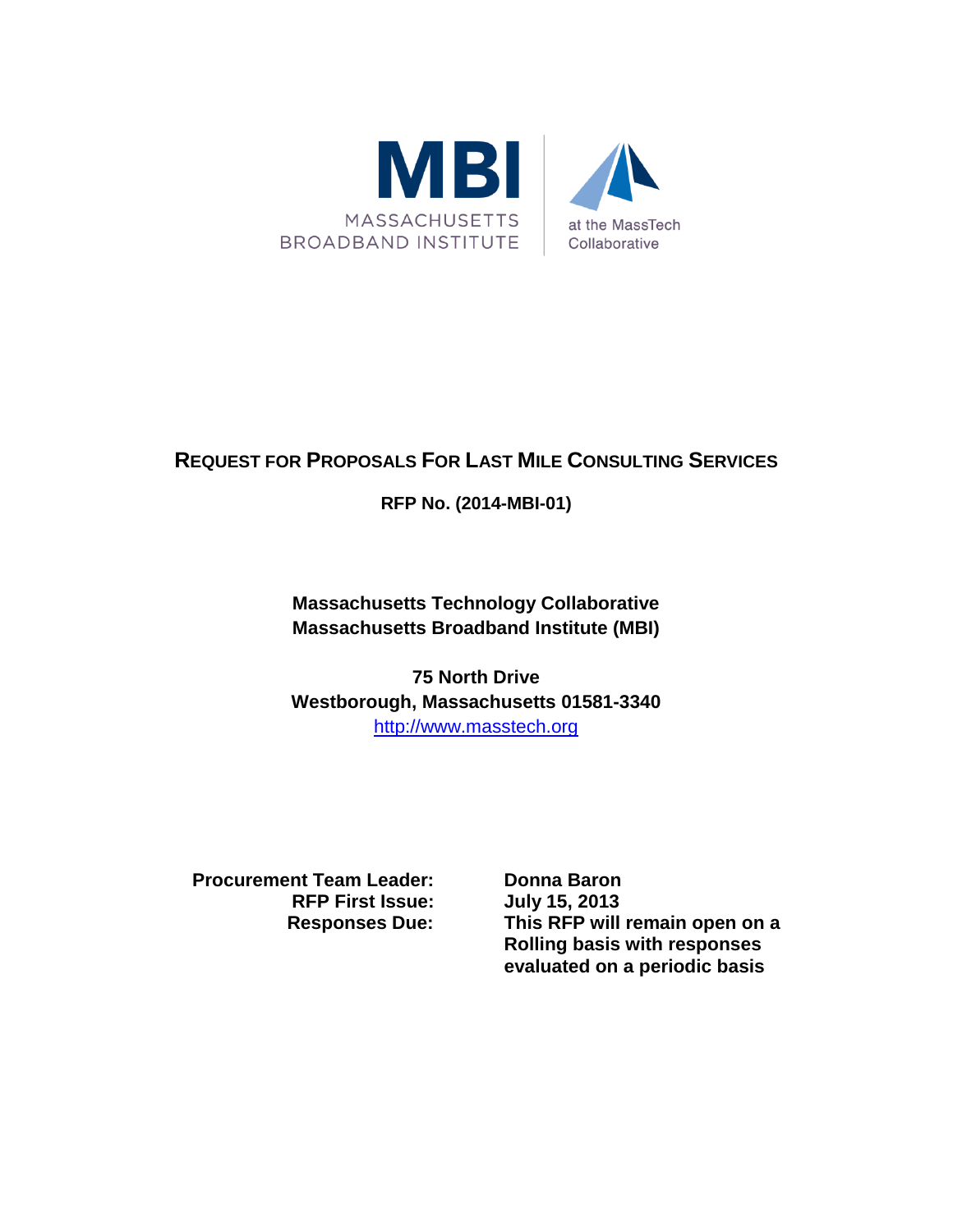MBI

MASSACHUSETTS BROADBAND INSTITUTE

at the MassTech Collaborative

# REQUEST FOR PROPOSALS FOR LAST MILE CONSULTING SERVICES

**RFP No. (2014-MBI-01)**

**Massachusetts Technology Collaborative**
**Massachusetts Broadband Institute (MBI)**

**75 North Drive**
**Westborough, Massachusetts 01581-3340**
http://www.masstech.org

| | |
|---|---|
| **Procurement Team Leader:** | **Donna Baron** |
| **RFP First Issue:** | **July 15, 2013** |
| **Responses Due:** | **This RFP will remain open on a Rolling basis with responses evaluated on a periodic basis** |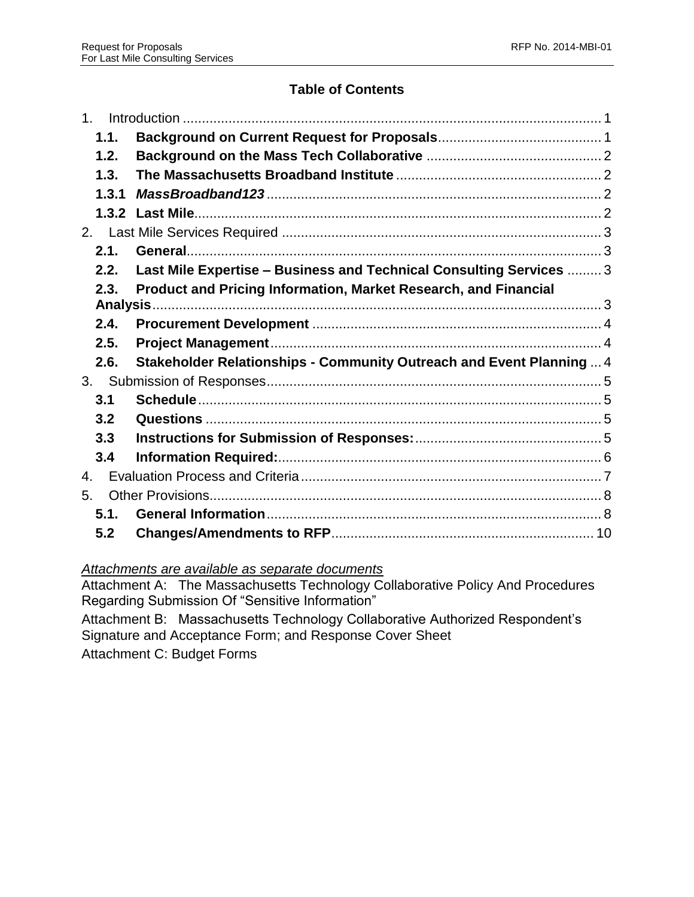## Table of Contents

1. Introduction ........ 1
   - **1.1. Background on Current Request for Proposals** ........ 1
   - **1.2. Background on the Mass Tech Collaborative** ........ 2
   - **1.3. The Massachusetts Broadband Institute** ........ 2
   - **1.3.1 *MassBroadband123*** ........ 2
   - **1.3.2 Last Mile** ........ 2
2. Last Mile Services Required ........ 3
   - **2.1. General** ........ 3
   - **2.2. Last Mile Expertise – Business and Technical Consulting Services** ........ 3
   - **2.3. Product and Pricing Information, Market Research, and Financial Analysis** ........ 3
   - **2.4. Procurement Development** ........ 4
   - **2.5. Project Management** ........ 4
   - **2.6. Stakeholder Relationships - Community Outreach and Event Planning** ........ 4
3. Submission of Responses ........ 5
   - **3.1 Schedule** ........ 5
   - **3.2 Questions** ........ 5
   - **3.3 Instructions for Submission of Responses:** ........ 5
   - **3.4 Information Required:** ........ 6
4. Evaluation Process and Criteria ........ 7
5. Other Provisions ........ 8
   - **5.1. General Information** ........ 8
   - **5.2 Changes/Amendments to RFP** ........ 10

*Attachments are available as separate documents*

Attachment A: The Massachusetts Technology Collaborative Policy And Procedures Regarding Submission Of "Sensitive Information"

Attachment B: Massachusetts Technology Collaborative Authorized Respondent's Signature and Acceptance Form; and Response Cover Sheet

Attachment C: Budget Forms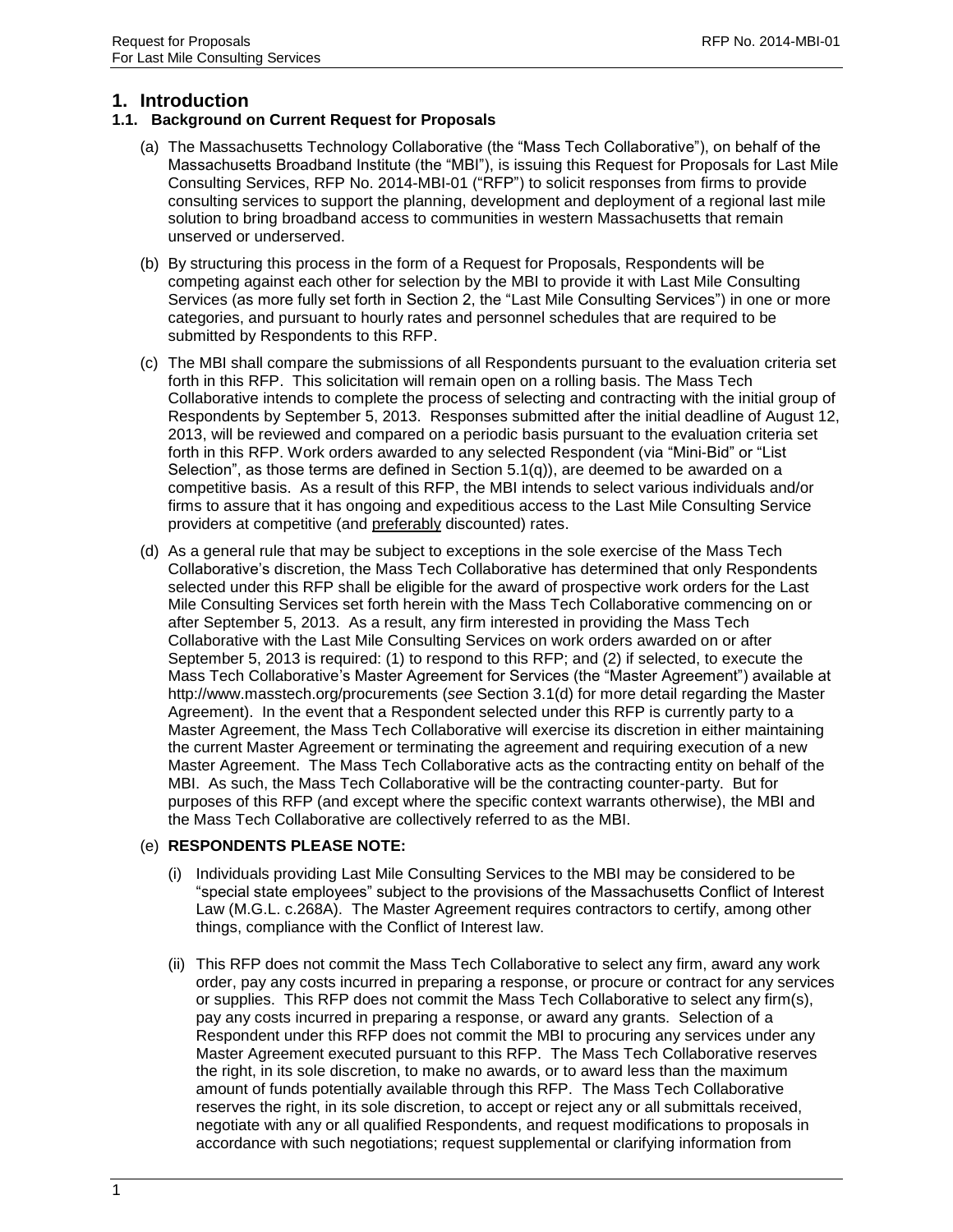# 1. Introduction

## 1.1. Background on Current Request for Proposals

(a) The Massachusetts Technology Collaborative (the "Mass Tech Collaborative"), on behalf of the Massachusetts Broadband Institute (the "MBI"), is issuing this Request for Proposals for Last Mile Consulting Services, RFP No. 2014-MBI-01 ("RFP") to solicit responses from firms to provide consulting services to support the planning, development and deployment of a regional last mile solution to bring broadband access to communities in western Massachusetts that remain unserved or underserved.

(b) By structuring this process in the form of a Request for Proposals, Respondents will be competing against each other for selection by the MBI to provide it with Last Mile Consulting Services (as more fully set forth in Section 2, the "Last Mile Consulting Services") in one or more categories, and pursuant to hourly rates and personnel schedules that are required to be submitted by Respondents to this RFP.

(c) The MBI shall compare the submissions of all Respondents pursuant to the evaluation criteria set forth in this RFP. This solicitation will remain open on a rolling basis. The Mass Tech Collaborative intends to complete the process of selecting and contracting with the initial group of Respondents by September 5, 2013. Responses submitted after the initial deadline of August 12, 2013, will be reviewed and compared on a periodic basis pursuant to the evaluation criteria set forth in this RFP. Work orders awarded to any selected Respondent (via "Mini-Bid" or "List Selection", as those terms are defined in Section 5.1(q)), are deemed to be awarded on a competitive basis. As a result of this RFP, the MBI intends to select various individuals and/or firms to assure that it has ongoing and expeditious access to the Last Mile Consulting Service providers at competitive (and preferably discounted) rates.

(d) As a general rule that may be subject to exceptions in the sole exercise of the Mass Tech Collaborative's discretion, the Mass Tech Collaborative has determined that only Respondents selected under this RFP shall be eligible for the award of prospective work orders for the Last Mile Consulting Services set forth herein with the Mass Tech Collaborative commencing on or after September 5, 2013. As a result, any firm interested in providing the Mass Tech Collaborative with the Last Mile Consulting Services on work orders awarded on or after September 5, 2013 is required: (1) to respond to this RFP; and (2) if selected, to execute the Mass Tech Collaborative's Master Agreement for Services (the "Master Agreement") available at http://www.masstech.org/procurements (*see* Section 3.1(d) for more detail regarding the Master Agreement). In the event that a Respondent selected under this RFP is currently party to a Master Agreement, the Mass Tech Collaborative will exercise its discretion in either maintaining the current Master Agreement or terminating the agreement and requiring execution of a new Master Agreement. The Mass Tech Collaborative acts as the contracting entity on behalf of the MBI. As such, the Mass Tech Collaborative will be the contracting counter-party. But for purposes of this RFP (and except where the specific context warrants otherwise), the MBI and the Mass Tech Collaborative are collectively referred to as the MBI.

(e) **RESPONDENTS PLEASE NOTE:**

(i) Individuals providing Last Mile Consulting Services to the MBI may be considered to be "special state employees" subject to the provisions of the Massachusetts Conflict of Interest Law (M.G.L. c.268A). The Master Agreement requires contractors to certify, among other things, compliance with the Conflict of Interest law.

(ii) This RFP does not commit the Mass Tech Collaborative to select any firm, award any work order, pay any costs incurred in preparing a response, or procure or contract for any services or supplies. This RFP does not commit the Mass Tech Collaborative to select any firm(s), pay any costs incurred in preparing a response, or award any grants. Selection of a Respondent under this RFP does not commit the MBI to procuring any services under any Master Agreement executed pursuant to this RFP. The Mass Tech Collaborative reserves the right, in its sole discretion, to make no awards, or to award less than the maximum amount of funds potentially available through this RFP. The Mass Tech Collaborative reserves the right, in its sole discretion, to accept or reject any or all submittals received, negotiate with any or all qualified Respondents, and request modifications to proposals in accordance with such negotiations; request supplemental or clarifying information from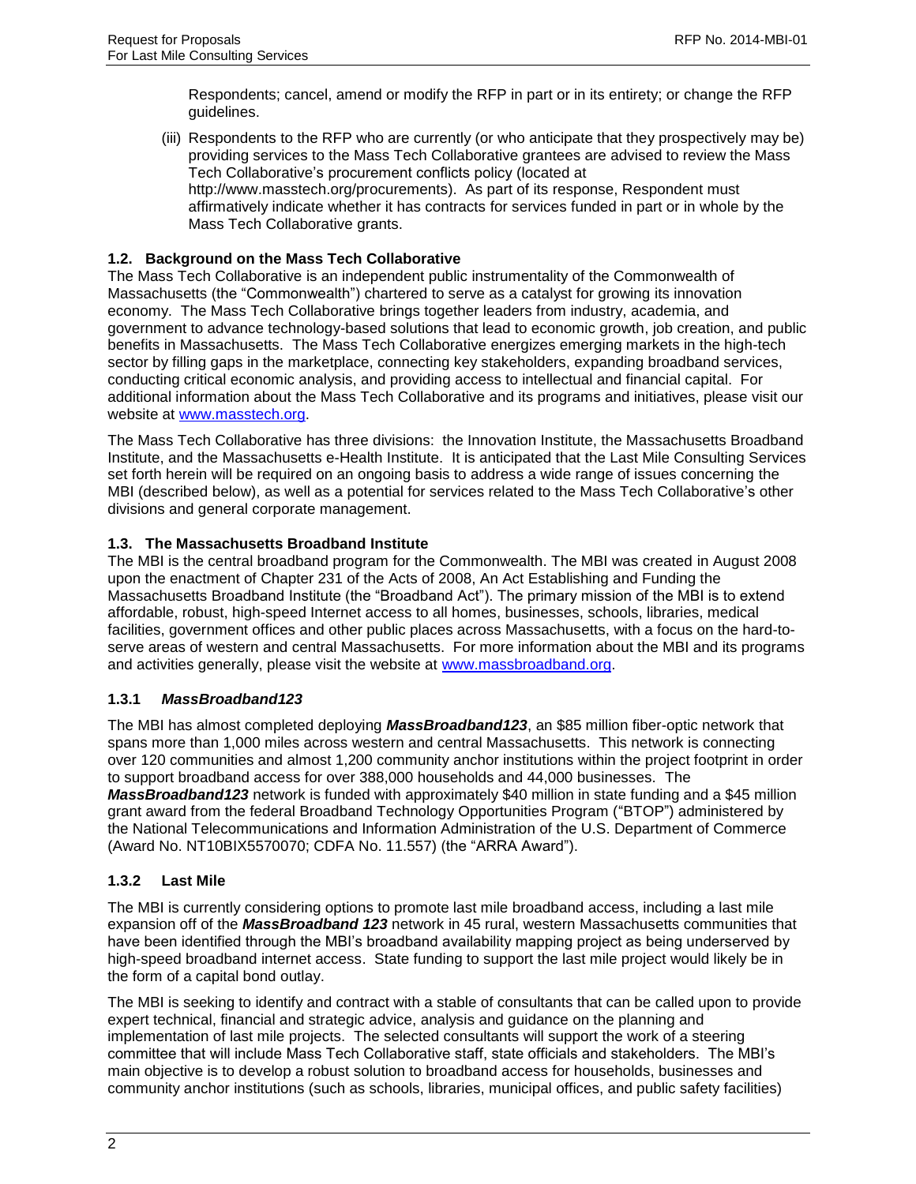Respondents; cancel, amend or modify the RFP in part or in its entirety; or change the RFP guidelines.

(iii) Respondents to the RFP who are currently (or who anticipate that they prospectively may be) providing services to the Mass Tech Collaborative grantees are advised to review the Mass Tech Collaborative's procurement conflicts policy (located at http://www.masstech.org/procurements). As part of its response, Respondent must affirmatively indicate whether it has contracts for services funded in part or in whole by the Mass Tech Collaborative grants.

### 1.2. Background on the Mass Tech Collaborative

The Mass Tech Collaborative is an independent public instrumentality of the Commonwealth of Massachusetts (the "Commonwealth") chartered to serve as a catalyst for growing its innovation economy. The Mass Tech Collaborative brings together leaders from industry, academia, and government to advance technology-based solutions that lead to economic growth, job creation, and public benefits in Massachusetts. The Mass Tech Collaborative energizes emerging markets in the high-tech sector by filling gaps in the marketplace, connecting key stakeholders, expanding broadband services, conducting critical economic analysis, and providing access to intellectual and financial capital. For additional information about the Mass Tech Collaborative and its programs and initiatives, please visit our website at [www.masstech.org](http://www.masstech.org).

The Mass Tech Collaborative has three divisions: the Innovation Institute, the Massachusetts Broadband Institute, and the Massachusetts e-Health Institute. It is anticipated that the Last Mile Consulting Services set forth herein will be required on an ongoing basis to address a wide range of issues concerning the MBI (described below), as well as a potential for services related to the Mass Tech Collaborative's other divisions and general corporate management.

### 1.3. The Massachusetts Broadband Institute

The MBI is the central broadband program for the Commonwealth. The MBI was created in August 2008 upon the enactment of Chapter 231 of the Acts of 2008, An Act Establishing and Funding the Massachusetts Broadband Institute (the "Broadband Act"). The primary mission of the MBI is to extend affordable, robust, high-speed Internet access to all homes, businesses, schools, libraries, medical facilities, government offices and other public places across Massachusetts, with a focus on the hard-to-serve areas of western and central Massachusetts. For more information about the MBI and its programs and activities generally, please visit the website at [www.massbroadband.org](http://www.massbroadband.org).

#### 1.3.1 *MassBroadband123*

The MBI has almost completed deploying ***MassBroadband123***, an $85 million fiber-optic network that spans more than 1,000 miles across western and central Massachusetts. This network is connecting over 120 communities and almost 1,200 community anchor institutions within the project footprint in order to support broadband access for over 388,000 households and 44,000 businesses. The ***MassBroadband123*** network is funded with approximately $40 million in state funding and a $45 million grant award from the federal Broadband Technology Opportunities Program ("BTOP") administered by the National Telecommunications and Information Administration of the U.S. Department of Commerce (Award No. NT10BIX5570070; CDFA No. 11.557) (the "ARRA Award").

#### 1.3.2 Last Mile

The MBI is currently considering options to promote last mile broadband access, including a last mile expansion off of the ***MassBroadband 123*** network in 45 rural, western Massachusetts communities that have been identified through the MBI's broadband availability mapping project as being underserved by high-speed broadband internet access. State funding to support the last mile project would likely be in the form of a capital bond outlay.

The MBI is seeking to identify and contract with a stable of consultants that can be called upon to provide expert technical, financial and strategic advice, analysis and guidance on the planning and implementation of last mile projects. The selected consultants will support the work of a steering committee that will include Mass Tech Collaborative staff, state officials and stakeholders. The MBI's main objective is to develop a robust solution to broadband access for households, businesses and community anchor institutions (such as schools, libraries, municipal offices, and public safety facilities)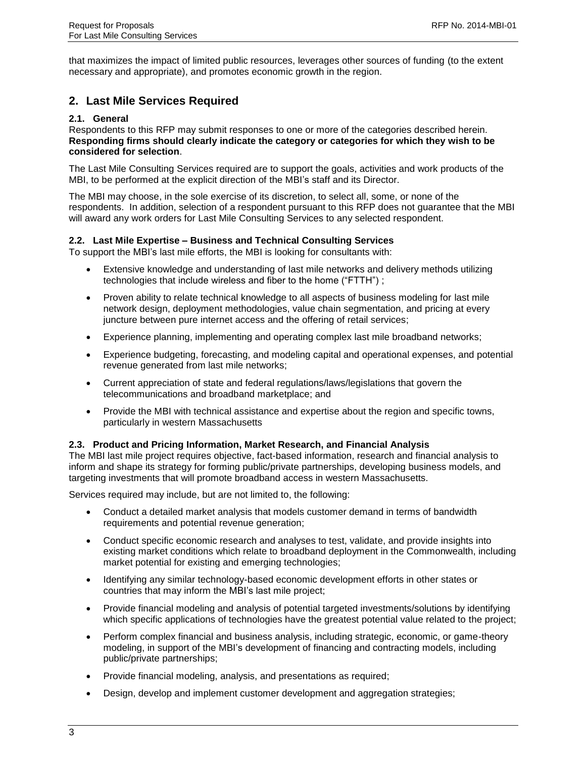that maximizes the impact of limited public resources, leverages other sources of funding (to the extent necessary and appropriate), and promotes economic growth in the region.

## 2. Last Mile Services Required

### 2.1. General

Respondents to this RFP may submit responses to one or more of the categories described herein. **Responding firms should clearly indicate the category or categories for which they wish to be considered for selection**.

The Last Mile Consulting Services required are to support the goals, activities and work products of the MBI, to be performed at the explicit direction of the MBI's staff and its Director.

The MBI may choose, in the sole exercise of its discretion, to select all, some, or none of the respondents. In addition, selection of a respondent pursuant to this RFP does not guarantee that the MBI will award any work orders for Last Mile Consulting Services to any selected respondent.

### 2.2. Last Mile Expertise – Business and Technical Consulting Services

To support the MBI's last mile efforts, the MBI is looking for consultants with:

- Extensive knowledge and understanding of last mile networks and delivery methods utilizing technologies that include wireless and fiber to the home ("FTTH") ;
- Proven ability to relate technical knowledge to all aspects of business modeling for last mile network design, deployment methodologies, value chain segmentation, and pricing at every juncture between pure internet access and the offering of retail services;
- Experience planning, implementing and operating complex last mile broadband networks;
- Experience budgeting, forecasting, and modeling capital and operational expenses, and potential revenue generated from last mile networks;
- Current appreciation of state and federal regulations/laws/legislations that govern the telecommunications and broadband marketplace; and
- Provide the MBI with technical assistance and expertise about the region and specific towns, particularly in western Massachusetts

### 2.3. Product and Pricing Information, Market Research, and Financial Analysis

The MBI last mile project requires objective, fact-based information, research and financial analysis to inform and shape its strategy for forming public/private partnerships, developing business models, and targeting investments that will promote broadband access in western Massachusetts.

Services required may include, but are not limited to, the following:

- Conduct a detailed market analysis that models customer demand in terms of bandwidth requirements and potential revenue generation;
- Conduct specific economic research and analyses to test, validate, and provide insights into existing market conditions which relate to broadband deployment in the Commonwealth, including market potential for existing and emerging technologies;
- Identifying any similar technology-based economic development efforts in other states or countries that may inform the MBI's last mile project;
- Provide financial modeling and analysis of potential targeted investments/solutions by identifying which specific applications of technologies have the greatest potential value related to the project;
- Perform complex financial and business analysis, including strategic, economic, or game-theory modeling, in support of the MBI's development of financing and contracting models, including public/private partnerships;
- Provide financial modeling, analysis, and presentations as required;
- Design, develop and implement customer development and aggregation strategies;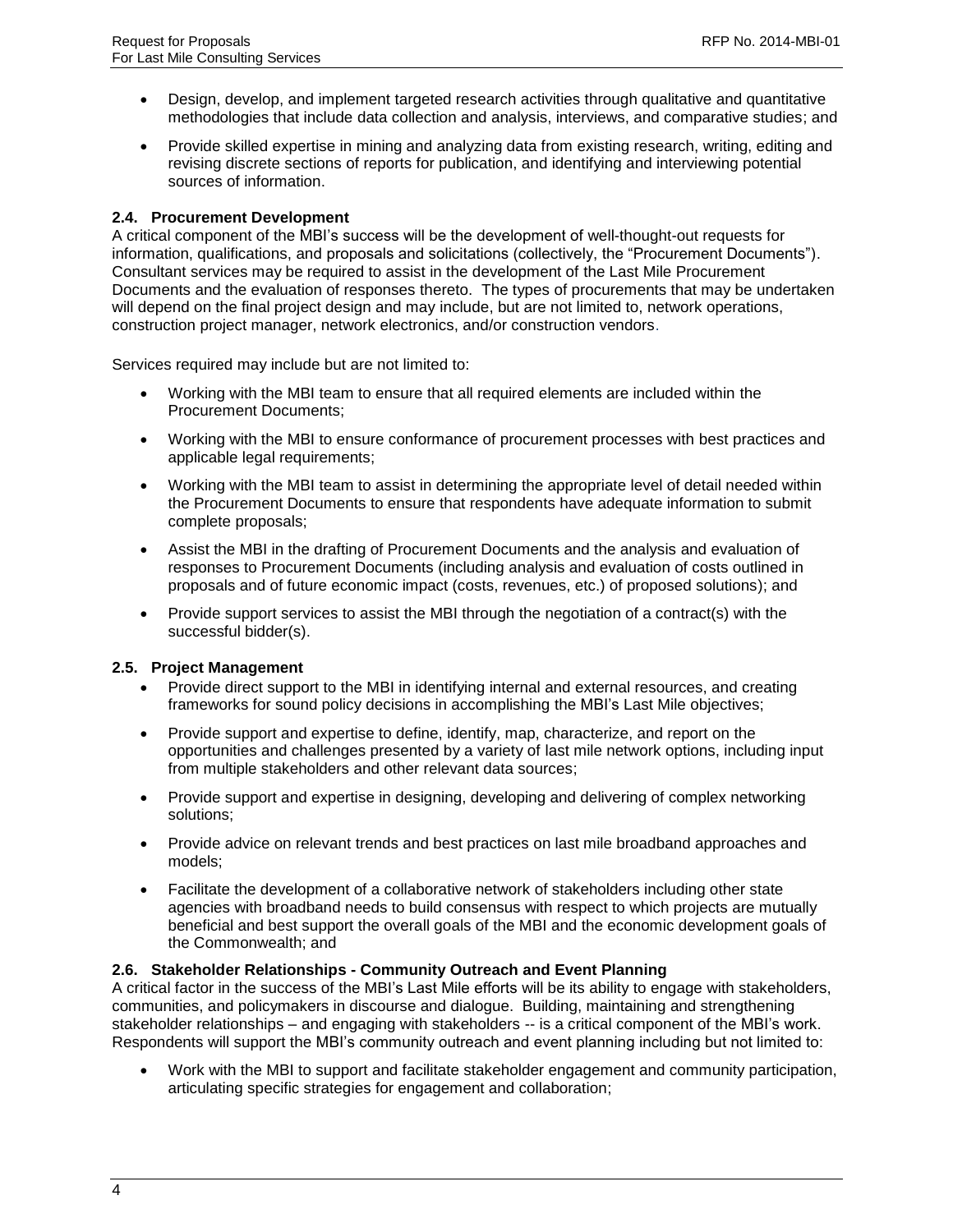- Design, develop, and implement targeted research activities through qualitative and quantitative methodologies that include data collection and analysis, interviews, and comparative studies; and
- Provide skilled expertise in mining and analyzing data from existing research, writing, editing and revising discrete sections of reports for publication, and identifying and interviewing potential sources of information.

### 2.4. Procurement Development

A critical component of the MBI's success will be the development of well-thought-out requests for information, qualifications, and proposals and solicitations (collectively, the "Procurement Documents"). Consultant services may be required to assist in the development of the Last Mile Procurement Documents and the evaluation of responses thereto. The types of procurements that may be undertaken will depend on the final project design and may include, but are not limited to, network operations, construction project manager, network electronics, and/or construction vendors.

Services required may include but are not limited to:

- Working with the MBI team to ensure that all required elements are included within the Procurement Documents;
- Working with the MBI to ensure conformance of procurement processes with best practices and applicable legal requirements;
- Working with the MBI team to assist in determining the appropriate level of detail needed within the Procurement Documents to ensure that respondents have adequate information to submit complete proposals;
- Assist the MBI in the drafting of Procurement Documents and the analysis and evaluation of responses to Procurement Documents (including analysis and evaluation of costs outlined in proposals and of future economic impact (costs, revenues, etc.) of proposed solutions); and
- Provide support services to assist the MBI through the negotiation of a contract(s) with the successful bidder(s).

### 2.5. Project Management

- Provide direct support to the MBI in identifying internal and external resources, and creating frameworks for sound policy decisions in accomplishing the MBI's Last Mile objectives;
- Provide support and expertise to define, identify, map, characterize, and report on the opportunities and challenges presented by a variety of last mile network options, including input from multiple stakeholders and other relevant data sources;
- Provide support and expertise in designing, developing and delivering of complex networking solutions;
- Provide advice on relevant trends and best practices on last mile broadband approaches and models;
- Facilitate the development of a collaborative network of stakeholders including other state agencies with broadband needs to build consensus with respect to which projects are mutually beneficial and best support the overall goals of the MBI and the economic development goals of the Commonwealth; and

### 2.6. Stakeholder Relationships - Community Outreach and Event Planning

A critical factor in the success of the MBI's Last Mile efforts will be its ability to engage with stakeholders, communities, and policymakers in discourse and dialogue. Building, maintaining and strengthening stakeholder relationships – and engaging with stakeholders -- is a critical component of the MBI's work. Respondents will support the MBI's community outreach and event planning including but not limited to:

- Work with the MBI to support and facilitate stakeholder engagement and community participation, articulating specific strategies for engagement and collaboration;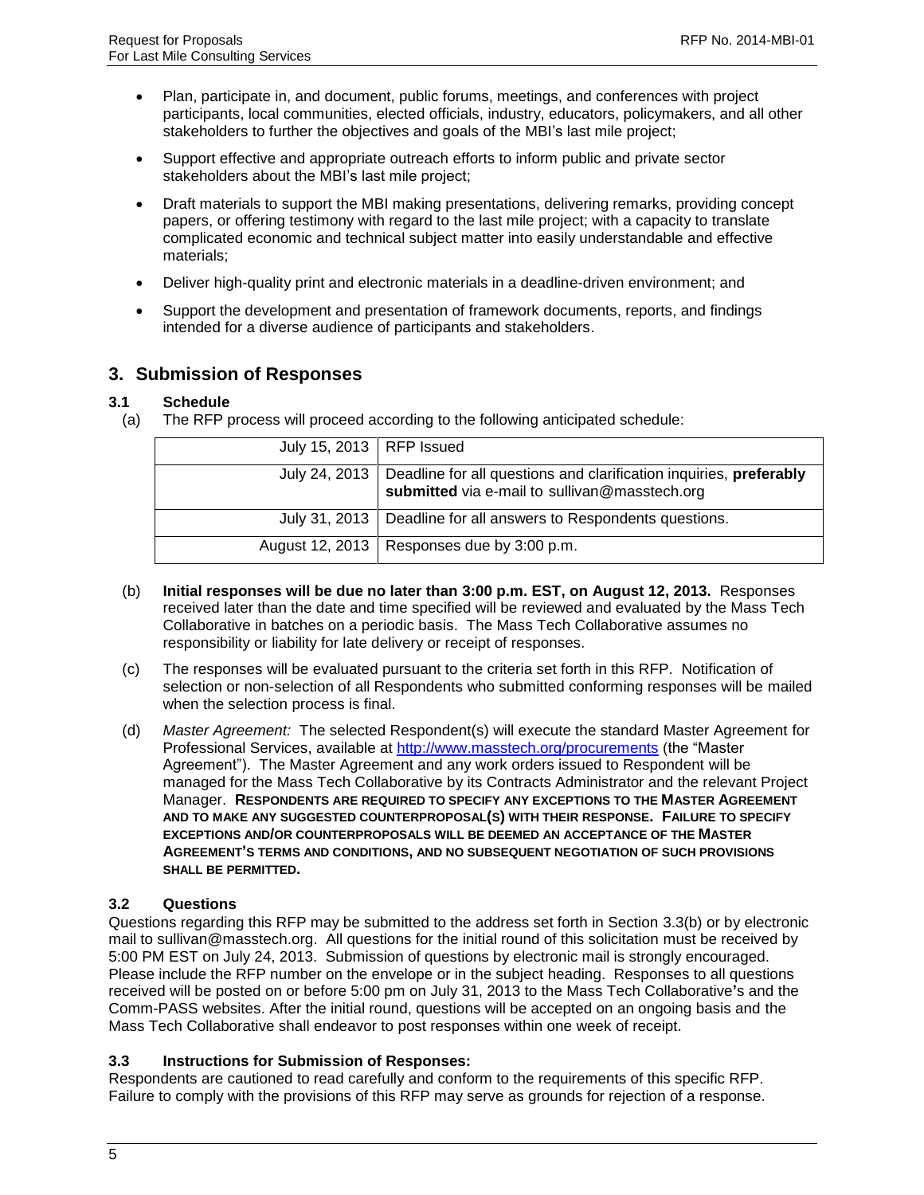- Plan, participate in, and document, public forums, meetings, and conferences with project participants, local communities, elected officials, industry, educators, policymakers, and all other stakeholders to further the objectives and goals of the MBI's last mile project;
- Support effective and appropriate outreach efforts to inform public and private sector stakeholders about the MBI's last mile project;
- Draft materials to support the MBI making presentations, delivering remarks, providing concept papers, or offering testimony with regard to the last mile project; with a capacity to translate complicated economic and technical subject matter into easily understandable and effective materials;
- Deliver high-quality print and electronic materials in a deadline-driven environment; and
- Support the development and presentation of framework documents, reports, and findings intended for a diverse audience of participants and stakeholders.

## 3. Submission of Responses

### 3.1 Schedule

(a) The RFP process will proceed according to the following anticipated schedule:

| | |
|---|---|
| July 15, 2013 | RFP Issued |
| July 24, 2013 | Deadline for all questions and clarification inquiries, **preferably submitted** via e-mail to sullivan@masstech.org |
| July 31, 2013 | Deadline for all answers to Respondents questions. |
| August 12, 2013 | Responses due by 3:00 p.m. |

(b) **Initial responses will be due no later than 3:00 p.m. EST, on August 12, 2013.** Responses received later than the date and time specified will be reviewed and evaluated by the Mass Tech Collaborative in batches on a periodic basis. The Mass Tech Collaborative assumes no responsibility or liability for late delivery or receipt of responses.

(c) The responses will be evaluated pursuant to the criteria set forth in this RFP. Notification of selection or non-selection of all Respondents who submitted conforming responses will be mailed when the selection process is final.

(d) *Master Agreement:* The selected Respondent(s) will execute the standard Master Agreement for Professional Services, available at [http://www.masstech.org/procurements](http://www.masstech.org/procurements) (the "Master Agreement"). The Master Agreement and any work orders issued to Respondent will be managed for the Mass Tech Collaborative by its Contracts Administrator and the relevant Project Manager. **RESPONDENTS ARE REQUIRED TO SPECIFY ANY EXCEPTIONS TO THE MASTER AGREEMENT AND TO MAKE ANY SUGGESTED COUNTERPROPOSAL(S) WITH THEIR RESPONSE. FAILURE TO SPECIFY EXCEPTIONS AND/OR COUNTERPROPOSALS WILL BE DEEMED AN ACCEPTANCE OF THE MASTER AGREEMENT'S TERMS AND CONDITIONS, AND NO SUBSEQUENT NEGOTIATION OF SUCH PROVISIONS SHALL BE PERMITTED.**

### 3.2 Questions

Questions regarding this RFP may be submitted to the address set forth in Section 3.3(b) or by electronic mail to sullivan@masstech.org. All questions for the initial round of this solicitation must be received by 5:00 PM EST on July 24, 2013. Submission of questions by electronic mail is strongly encouraged. Please include the RFP number on the envelope or in the subject heading. Responses to all questions received will be posted on or before 5:00 pm on July 31, 2013 to the Mass Tech Collaborative's and the Comm-PASS websites. After the initial round, questions will be accepted on an ongoing basis and the Mass Tech Collaborative shall endeavor to post responses within one week of receipt.

### 3.3 Instructions for Submission of Responses:

Respondents are cautioned to read carefully and conform to the requirements of this specific RFP. Failure to comply with the provisions of this RFP may serve as grounds for rejection of a response.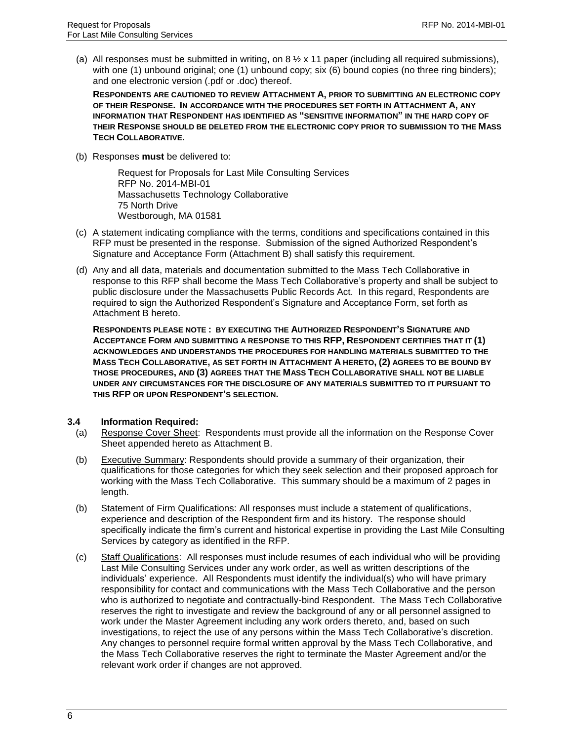(a) All responses must be submitted in writing, on 8 ½ x 11 paper (including all required submissions), with one (1) unbound original; one (1) unbound copy; six (6) bound copies (no three ring binders); and one electronic version (.pdf or .doc) thereof.

**RESPONDENTS ARE CAUTIONED TO REVIEW ATTACHMENT A, PRIOR TO SUBMITTING AN ELECTRONIC COPY OF THEIR RESPONSE. IN ACCORDANCE WITH THE PROCEDURES SET FORTH IN ATTACHMENT A, ANY INFORMATION THAT RESPONDENT HAS IDENTIFIED AS "SENSITIVE INFORMATION" IN THE HARD COPY OF THEIR RESPONSE SHOULD BE DELETED FROM THE ELECTRONIC COPY PRIOR TO SUBMISSION TO THE MASS TECH COLLABORATIVE.**

(b) Responses **must** be delivered to:

Request for Proposals for Last Mile Consulting Services
RFP No. 2014-MBI-01
Massachusetts Technology Collaborative
75 North Drive
Westborough, MA 01581

(c) A statement indicating compliance with the terms, conditions and specifications contained in this RFP must be presented in the response. Submission of the signed Authorized Respondent's Signature and Acceptance Form (Attachment B) shall satisfy this requirement.

(d) Any and all data, materials and documentation submitted to the Mass Tech Collaborative in response to this RFP shall become the Mass Tech Collaborative's property and shall be subject to public disclosure under the Massachusetts Public Records Act. In this regard, Respondents are required to sign the Authorized Respondent's Signature and Acceptance Form, set forth as Attachment B hereto.

**RESPONDENTS PLEASE NOTE : BY EXECUTING THE AUTHORIZED RESPONDENT'S SIGNATURE AND ACCEPTANCE FORM AND SUBMITTING A RESPONSE TO THIS RFP, RESPONDENT CERTIFIES THAT IT (1) ACKNOWLEDGES AND UNDERSTANDS THE PROCEDURES FOR HANDLING MATERIALS SUBMITTED TO THE MASS TECH COLLABORATIVE, AS SET FORTH IN ATTACHMENT A HERETO, (2) AGREES TO BE BOUND BY THOSE PROCEDURES, AND (3) AGREES THAT THE MASS TECH COLLABORATIVE SHALL NOT BE LIABLE UNDER ANY CIRCUMSTANCES FOR THE DISCLOSURE OF ANY MATERIALS SUBMITTED TO IT PURSUANT TO THIS RFP OR UPON RESPONDENT'S SELECTION.**

### 3.4 Information Required:

(a) Response Cover Sheet: Respondents must provide all the information on the Response Cover Sheet appended hereto as Attachment B.

(b) Executive Summary: Respondents should provide a summary of their organization, their qualifications for those categories for which they seek selection and their proposed approach for working with the Mass Tech Collaborative. This summary should be a maximum of 2 pages in length.

(b) Statement of Firm Qualifications: All responses must include a statement of qualifications, experience and description of the Respondent firm and its history. The response should specifically indicate the firm's current and historical expertise in providing the Last Mile Consulting Services by category as identified in the RFP.

(c) Staff Qualifications: All responses must include resumes of each individual who will be providing Last Mile Consulting Services under any work order, as well as written descriptions of the individuals' experience. All Respondents must identify the individual(s) who will have primary responsibility for contact and communications with the Mass Tech Collaborative and the person who is authorized to negotiate and contractually-bind Respondent. The Mass Tech Collaborative reserves the right to investigate and review the background of any or all personnel assigned to work under the Master Agreement including any work orders thereto, and, based on such investigations, to reject the use of any persons within the Mass Tech Collaborative's discretion. Any changes to personnel require formal written approval by the Mass Tech Collaborative, and the Mass Tech Collaborative reserves the right to terminate the Master Agreement and/or the relevant work order if changes are not approved.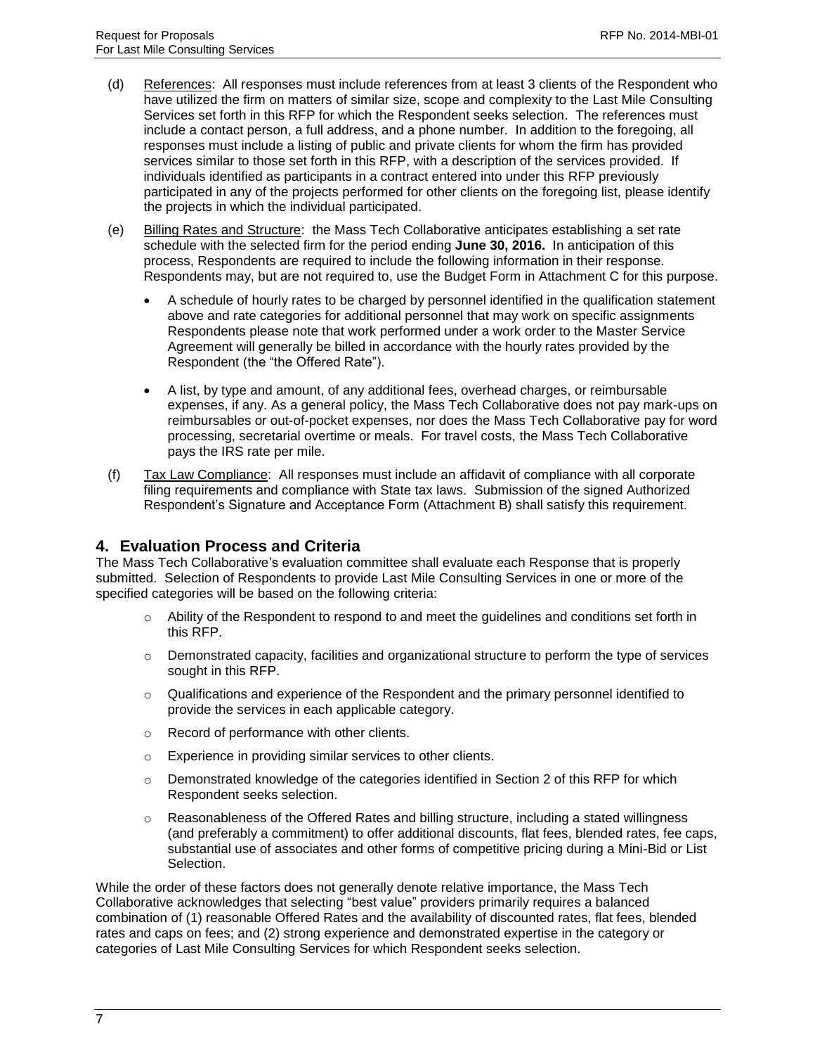(d) References: All responses must include references from at least 3 clients of the Respondent who have utilized the firm on matters of similar size, scope and complexity to the Last Mile Consulting Services set forth in this RFP for which the Respondent seeks selection. The references must include a contact person, a full address, and a phone number. In addition to the foregoing, all responses must include a listing of public and private clients for whom the firm has provided services similar to those set forth in this RFP, with a description of the services provided. If individuals identified as participants in a contract entered into under this RFP previously participated in any of the projects performed for other clients on the foregoing list, please identify the projects in which the individual participated.

(e) Billing Rates and Structure: the Mass Tech Collaborative anticipates establishing a set rate schedule with the selected firm for the period ending **June 30, 2016.** In anticipation of this process, Respondents are required to include the following information in their response. Respondents may, but are not required to, use the Budget Form in Attachment C for this purpose.

- A schedule of hourly rates to be charged by personnel identified in the qualification statement above and rate categories for additional personnel that may work on specific assignments Respondents please note that work performed under a work order to the Master Service Agreement will generally be billed in accordance with the hourly rates provided by the Respondent (the "the Offered Rate").
- A list, by type and amount, of any additional fees, overhead charges, or reimbursable expenses, if any. As a general policy, the Mass Tech Collaborative does not pay mark-ups on reimbursables or out-of-pocket expenses, nor does the Mass Tech Collaborative pay for word processing, secretarial overtime or meals. For travel costs, the Mass Tech Collaborative pays the IRS rate per mile.

(f) Tax Law Compliance: All responses must include an affidavit of compliance with all corporate filing requirements and compliance with State tax laws. Submission of the signed Authorized Respondent's Signature and Acceptance Form (Attachment B) shall satisfy this requirement.

## 4. Evaluation Process and Criteria

The Mass Tech Collaborative's evaluation committee shall evaluate each Response that is properly submitted. Selection of Respondents to provide Last Mile Consulting Services in one or more of the specified categories will be based on the following criteria:

- Ability of the Respondent to respond to and meet the guidelines and conditions set forth in this RFP.
- Demonstrated capacity, facilities and organizational structure to perform the type of services sought in this RFP.
- Qualifications and experience of the Respondent and the primary personnel identified to provide the services in each applicable category.
- Record of performance with other clients.
- Experience in providing similar services to other clients.
- Demonstrated knowledge of the categories identified in Section 2 of this RFP for which Respondent seeks selection.
- Reasonableness of the Offered Rates and billing structure, including a stated willingness (and preferably a commitment) to offer additional discounts, flat fees, blended rates, fee caps, substantial use of associates and other forms of competitive pricing during a Mini-Bid or List Selection.

While the order of these factors does not generally denote relative importance, the Mass Tech Collaborative acknowledges that selecting "best value" providers primarily requires a balanced combination of (1) reasonable Offered Rates and the availability of discounted rates, flat fees, blended rates and caps on fees; and (2) strong experience and demonstrated expertise in the category or categories of Last Mile Consulting Services for which Respondent seeks selection.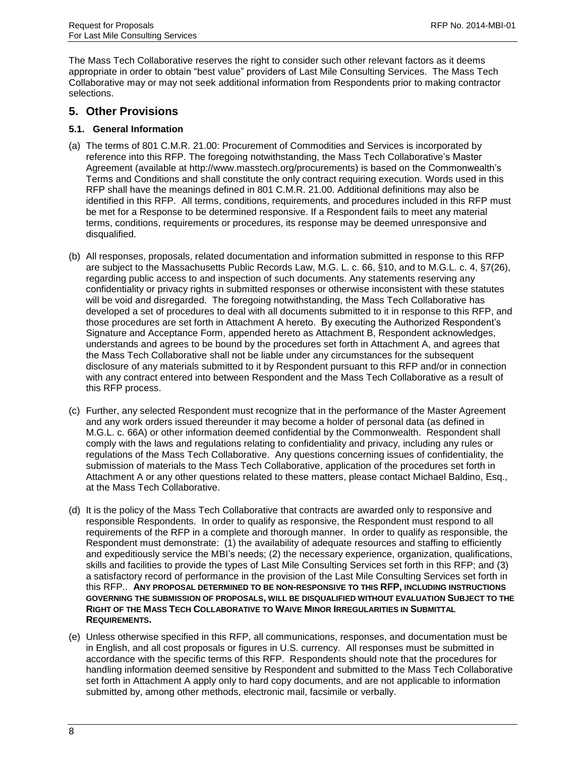The Mass Tech Collaborative reserves the right to consider such other relevant factors as it deems appropriate in order to obtain "best value" providers of Last Mile Consulting Services. The Mass Tech Collaborative may or may not seek additional information from Respondents prior to making contractor selections.

## 5. Other Provisions

### 5.1. General Information

(a) The terms of 801 C.M.R. 21.00: Procurement of Commodities and Services is incorporated by reference into this RFP. The foregoing notwithstanding, the Mass Tech Collaborative's Master Agreement (available at http://www.masstech.org/procurements) is based on the Commonwealth's Terms and Conditions and shall constitute the only contract requiring execution. Words used in this RFP shall have the meanings defined in 801 C.M.R. 21.00. Additional definitions may also be identified in this RFP. All terms, conditions, requirements, and procedures included in this RFP must be met for a Response to be determined responsive. If a Respondent fails to meet any material terms, conditions, requirements or procedures, its response may be deemed unresponsive and disqualified.

(b) All responses, proposals, related documentation and information submitted in response to this RFP are subject to the Massachusetts Public Records Law, M.G. L. c. 66, §10, and to M.G.L. c. 4, §7(26), regarding public access to and inspection of such documents. Any statements reserving any confidentiality or privacy rights in submitted responses or otherwise inconsistent with these statutes will be void and disregarded. The foregoing notwithstanding, the Mass Tech Collaborative has developed a set of procedures to deal with all documents submitted to it in response to this RFP, and those procedures are set forth in Attachment A hereto. By executing the Authorized Respondent's Signature and Acceptance Form, appended hereto as Attachment B, Respondent acknowledges, understands and agrees to be bound by the procedures set forth in Attachment A, and agrees that the Mass Tech Collaborative shall not be liable under any circumstances for the subsequent disclosure of any materials submitted to it by Respondent pursuant to this RFP and/or in connection with any contract entered into between Respondent and the Mass Tech Collaborative as a result of this RFP process.

(c) Further, any selected Respondent must recognize that in the performance of the Master Agreement and any work orders issued thereunder it may become a holder of personal data (as defined in M.G.L. c. 66A) or other information deemed confidential by the Commonwealth. Respondent shall comply with the laws and regulations relating to confidentiality and privacy, including any rules or regulations of the Mass Tech Collaborative. Any questions concerning issues of confidentiality, the submission of materials to the Mass Tech Collaborative, application of the procedures set forth in Attachment A or any other questions related to these matters, please contact Michael Baldino, Esq., at the Mass Tech Collaborative.

(d) It is the policy of the Mass Tech Collaborative that contracts are awarded only to responsive and responsible Respondents. In order to qualify as responsive, the Respondent must respond to all requirements of the RFP in a complete and thorough manner. In order to qualify as responsible, the Respondent must demonstrate: (1) the availability of adequate resources and staffing to efficiently and expeditiously service the MBI's needs; (2) the necessary experience, organization, qualifications, skills and facilities to provide the types of Last Mile Consulting Services set forth in this RFP; and (3) a satisfactory record of performance in the provision of the Last Mile Consulting Services set forth in this RFP.. **ANY PROPOSAL DETERMINED TO BE NON-RESPONSIVE TO THIS RFP, INCLUDING INSTRUCTIONS GOVERNING THE SUBMISSION OF PROPOSALS, WILL BE DISQUALIFIED WITHOUT EVALUATION SUBJECT TO THE RIGHT OF THE MASS TECH COLLABORATIVE TO WAIVE MINOR IRREGULARITIES IN SUBMITTAL REQUIREMENTS.**

(e) Unless otherwise specified in this RFP, all communications, responses, and documentation must be in English, and all cost proposals or figures in U.S. currency. All responses must be submitted in accordance with the specific terms of this RFP. Respondents should note that the procedures for handling information deemed sensitive by Respondent and submitted to the Mass Tech Collaborative set forth in Attachment A apply only to hard copy documents, and are not applicable to information submitted by, among other methods, electronic mail, facsimile or verbally.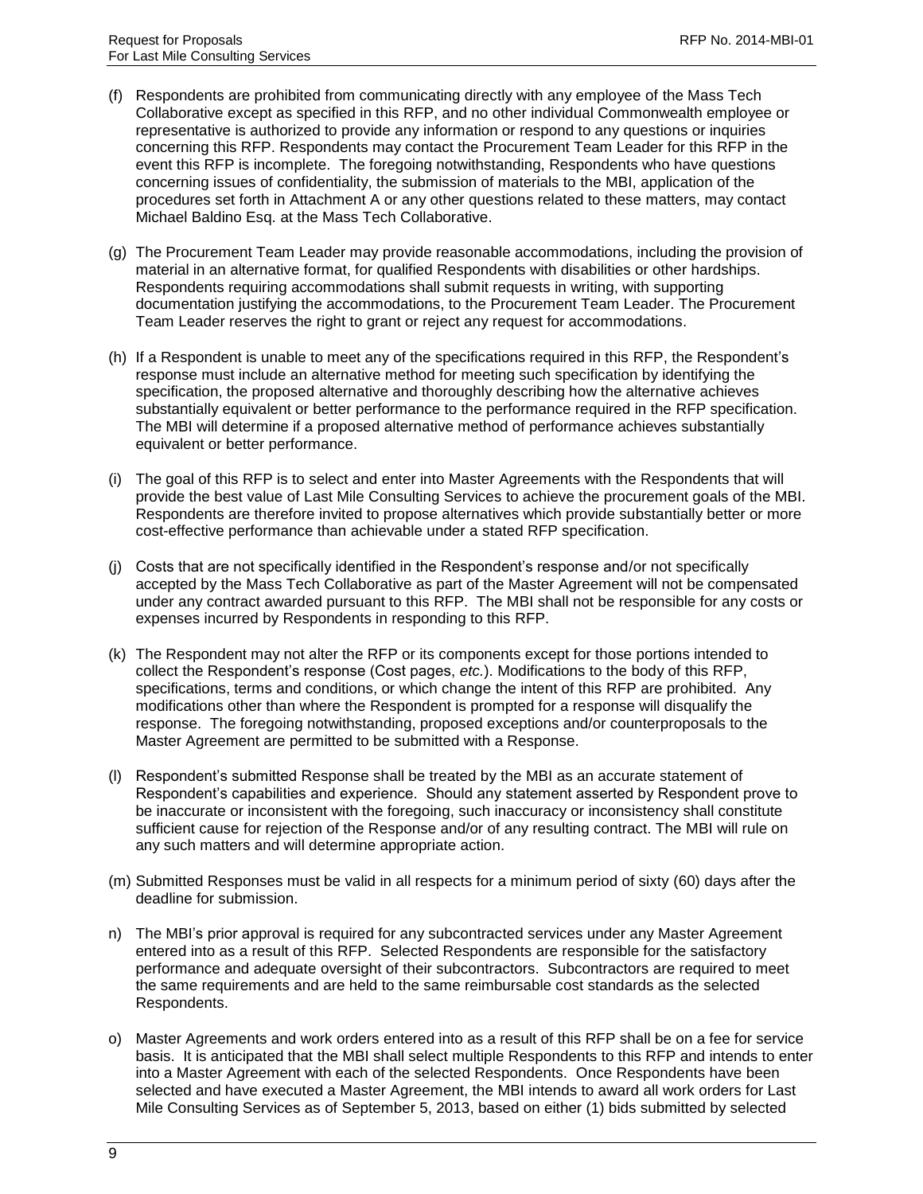(f) Respondents are prohibited from communicating directly with any employee of the Mass Tech Collaborative except as specified in this RFP, and no other individual Commonwealth employee or representative is authorized to provide any information or respond to any questions or inquiries concerning this RFP. Respondents may contact the Procurement Team Leader for this RFP in the event this RFP is incomplete. The foregoing notwithstanding, Respondents who have questions concerning issues of confidentiality, the submission of materials to the MBI, application of the procedures set forth in Attachment A or any other questions related to these matters, may contact Michael Baldino Esq. at the Mass Tech Collaborative.

(g) The Procurement Team Leader may provide reasonable accommodations, including the provision of material in an alternative format, for qualified Respondents with disabilities or other hardships. Respondents requiring accommodations shall submit requests in writing, with supporting documentation justifying the accommodations, to the Procurement Team Leader. The Procurement Team Leader reserves the right to grant or reject any request for accommodations.

(h) If a Respondent is unable to meet any of the specifications required in this RFP, the Respondent's response must include an alternative method for meeting such specification by identifying the specification, the proposed alternative and thoroughly describing how the alternative achieves substantially equivalent or better performance to the performance required in the RFP specification. The MBI will determine if a proposed alternative method of performance achieves substantially equivalent or better performance.

(i) The goal of this RFP is to select and enter into Master Agreements with the Respondents that will provide the best value of Last Mile Consulting Services to achieve the procurement goals of the MBI. Respondents are therefore invited to propose alternatives which provide substantially better or more cost-effective performance than achievable under a stated RFP specification.

(j) Costs that are not specifically identified in the Respondent's response and/or not specifically accepted by the Mass Tech Collaborative as part of the Master Agreement will not be compensated under any contract awarded pursuant to this RFP. The MBI shall not be responsible for any costs or expenses incurred by Respondents in responding to this RFP.

(k) The Respondent may not alter the RFP or its components except for those portions intended to collect the Respondent's response (Cost pages, *etc.*). Modifications to the body of this RFP, specifications, terms and conditions, or which change the intent of this RFP are prohibited. Any modifications other than where the Respondent is prompted for a response will disqualify the response. The foregoing notwithstanding, proposed exceptions and/or counterproposals to the Master Agreement are permitted to be submitted with a Response.

(l) Respondent's submitted Response shall be treated by the MBI as an accurate statement of Respondent's capabilities and experience. Should any statement asserted by Respondent prove to be inaccurate or inconsistent with the foregoing, such inaccuracy or inconsistency shall constitute sufficient cause for rejection of the Response and/or of any resulting contract. The MBI will rule on any such matters and will determine appropriate action.

(m) Submitted Responses must be valid in all respects for a minimum period of sixty (60) days after the deadline for submission.

n) The MBI's prior approval is required for any subcontracted services under any Master Agreement entered into as a result of this RFP. Selected Respondents are responsible for the satisfactory performance and adequate oversight of their subcontractors. Subcontractors are required to meet the same requirements and are held to the same reimbursable cost standards as the selected Respondents.

o) Master Agreements and work orders entered into as a result of this RFP shall be on a fee for service basis. It is anticipated that the MBI shall select multiple Respondents to this RFP and intends to enter into a Master Agreement with each of the selected Respondents. Once Respondents have been selected and have executed a Master Agreement, the MBI intends to award all work orders for Last Mile Consulting Services as of September 5, 2013, based on either (1) bids submitted by selected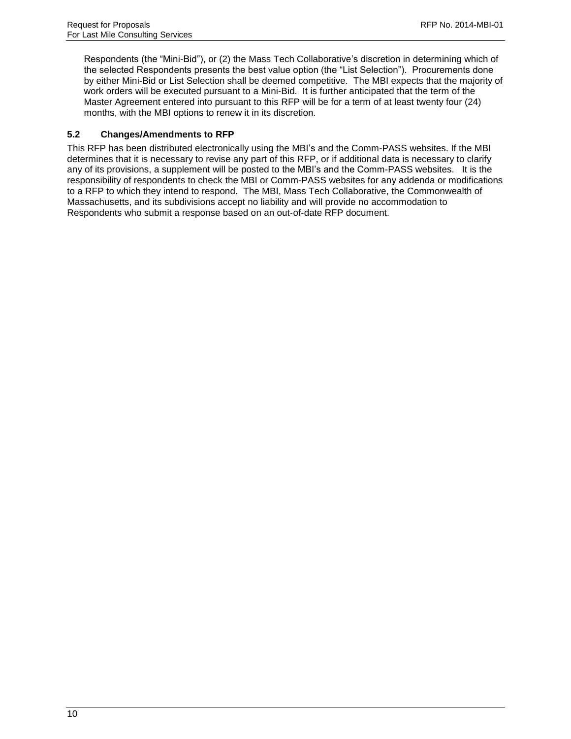Respondents (the "Mini-Bid"), or (2) the Mass Tech Collaborative's discretion in determining which of the selected Respondents presents the best value option (the "List Selection"). Procurements done by either Mini-Bid or List Selection shall be deemed competitive. The MBI expects that the majority of work orders will be executed pursuant to a Mini-Bid. It is further anticipated that the term of the Master Agreement entered into pursuant to this RFP will be for a term of at least twenty four (24) months, with the MBI options to renew it in its discretion.

### 5.2 Changes/Amendments to RFP

This RFP has been distributed electronically using the MBI's and the Comm-PASS websites. If the MBI determines that it is necessary to revise any part of this RFP, or if additional data is necessary to clarify any of its provisions, a supplement will be posted to the MBI's and the Comm-PASS websites. It is the responsibility of respondents to check the MBI or Comm-PASS websites for any addenda or modifications to a RFP to which they intend to respond. The MBI, Mass Tech Collaborative, the Commonwealth of Massachusetts, and its subdivisions accept no liability and will provide no accommodation to Respondents who submit a response based on an out-of-date RFP document.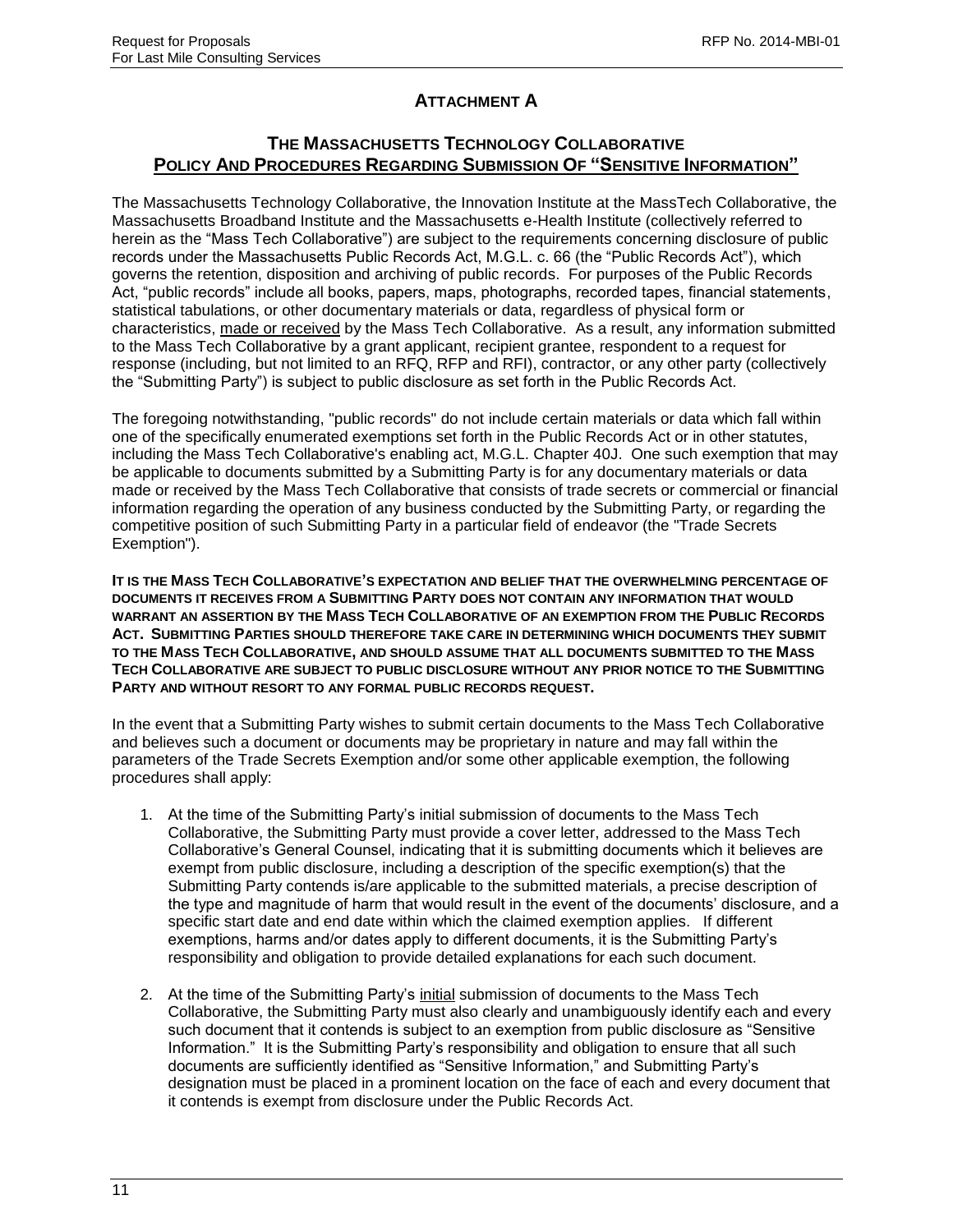## ATTACHMENT A

### THE MASSACHUSETTS TECHNOLOGY COLLABORATIVE POLICY AND PROCEDURES REGARDING SUBMISSION OF "SENSITIVE INFORMATION"

The Massachusetts Technology Collaborative, the Innovation Institute at the MassTech Collaborative, the Massachusetts Broadband Institute and the Massachusetts e-Health Institute (collectively referred to herein as the "Mass Tech Collaborative") are subject to the requirements concerning disclosure of public records under the Massachusetts Public Records Act, M.G.L. c. 66 (the "Public Records Act"), which governs the retention, disposition and archiving of public records. For purposes of the Public Records Act, "public records" include all books, papers, maps, photographs, recorded tapes, financial statements, statistical tabulations, or other documentary materials or data, regardless of physical form or characteristics, made or received by the Mass Tech Collaborative. As a result, any information submitted to the Mass Tech Collaborative by a grant applicant, recipient grantee, respondent to a request for response (including, but not limited to an RFQ, RFP and RFI), contractor, or any other party (collectively the "Submitting Party") is subject to public disclosure as set forth in the Public Records Act.

The foregoing notwithstanding, "public records" do not include certain materials or data which fall within one of the specifically enumerated exemptions set forth in the Public Records Act or in other statutes, including the Mass Tech Collaborative's enabling act, M.G.L. Chapter 40J. One such exemption that may be applicable to documents submitted by a Submitting Party is for any documentary materials or data made or received by the Mass Tech Collaborative that consists of trade secrets or commercial or financial information regarding the operation of any business conducted by the Submitting Party, or regarding the competitive position of such Submitting Party in a particular field of endeavor (the "Trade Secrets Exemption").

**IT IS THE MASS TECH COLLABORATIVE'S EXPECTATION AND BELIEF THAT THE OVERWHELMING PERCENTAGE OF DOCUMENTS IT RECEIVES FROM A SUBMITTING PARTY DOES NOT CONTAIN ANY INFORMATION THAT WOULD WARRANT AN ASSERTION BY THE MASS TECH COLLABORATIVE OF AN EXEMPTION FROM THE PUBLIC RECORDS ACT. SUBMITTING PARTIES SHOULD THEREFORE TAKE CARE IN DETERMINING WHICH DOCUMENTS THEY SUBMIT TO THE MASS TECH COLLABORATIVE, AND SHOULD ASSUME THAT ALL DOCUMENTS SUBMITTED TO THE MASS TECH COLLABORATIVE ARE SUBJECT TO PUBLIC DISCLOSURE WITHOUT ANY PRIOR NOTICE TO THE SUBMITTING PARTY AND WITHOUT RESORT TO ANY FORMAL PUBLIC RECORDS REQUEST.**

In the event that a Submitting Party wishes to submit certain documents to the Mass Tech Collaborative and believes such a document or documents may be proprietary in nature and may fall within the parameters of the Trade Secrets Exemption and/or some other applicable exemption, the following procedures shall apply:

1. At the time of the Submitting Party's initial submission of documents to the Mass Tech Collaborative, the Submitting Party must provide a cover letter, addressed to the Mass Tech Collaborative's General Counsel, indicating that it is submitting documents which it believes are exempt from public disclosure, including a description of the specific exemption(s) that the Submitting Party contends is/are applicable to the submitted materials, a precise description of the type and magnitude of harm that would result in the event of the documents' disclosure, and a specific start date and end date within which the claimed exemption applies. If different exemptions, harms and/or dates apply to different documents, it is the Submitting Party's responsibility and obligation to provide detailed explanations for each such document.

2. At the time of the Submitting Party's initial submission of documents to the Mass Tech Collaborative, the Submitting Party must also clearly and unambiguously identify each and every such document that it contends is subject to an exemption from public disclosure as "Sensitive Information." It is the Submitting Party's responsibility and obligation to ensure that all such documents are sufficiently identified as "Sensitive Information," and Submitting Party's designation must be placed in a prominent location on the face of each and every document that it contends is exempt from disclosure under the Public Records Act.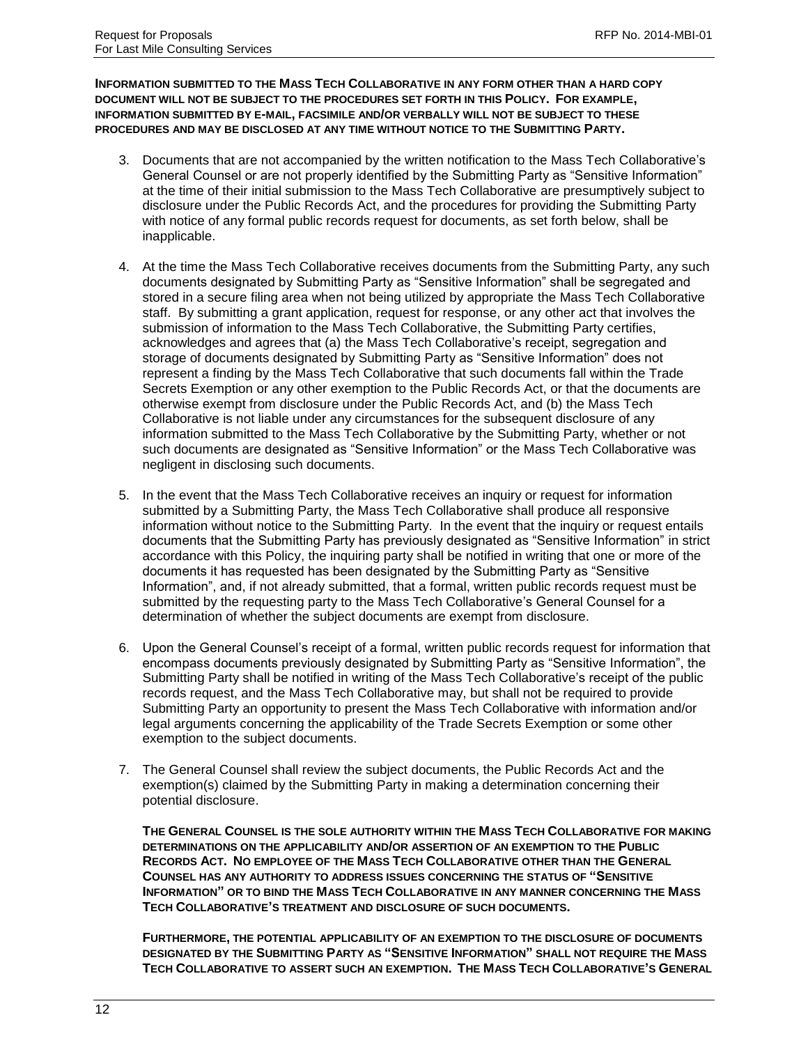**INFORMATION SUBMITTED TO THE MASS TECH COLLABORATIVE IN ANY FORM OTHER THAN A HARD COPY DOCUMENT WILL NOT BE SUBJECT TO THE PROCEDURES SET FORTH IN THIS POLICY. FOR EXAMPLE, INFORMATION SUBMITTED BY E-MAIL, FACSIMILE AND/OR VERBALLY WILL NOT BE SUBJECT TO THESE PROCEDURES AND MAY BE DISCLOSED AT ANY TIME WITHOUT NOTICE TO THE SUBMITTING PARTY.**

3. Documents that are not accompanied by the written notification to the Mass Tech Collaborative's General Counsel or are not properly identified by the Submitting Party as "Sensitive Information" at the time of their initial submission to the Mass Tech Collaborative are presumptively subject to disclosure under the Public Records Act, and the procedures for providing the Submitting Party with notice of any formal public records request for documents, as set forth below, shall be inapplicable.

4. At the time the Mass Tech Collaborative receives documents from the Submitting Party, any such documents designated by Submitting Party as "Sensitive Information" shall be segregated and stored in a secure filing area when not being utilized by appropriate the Mass Tech Collaborative staff. By submitting a grant application, request for response, or any other act that involves the submission of information to the Mass Tech Collaborative, the Submitting Party certifies, acknowledges and agrees that (a) the Mass Tech Collaborative's receipt, segregation and storage of documents designated by Submitting Party as "Sensitive Information" does not represent a finding by the Mass Tech Collaborative that such documents fall within the Trade Secrets Exemption or any other exemption to the Public Records Act, or that the documents are otherwise exempt from disclosure under the Public Records Act, and (b) the Mass Tech Collaborative is not liable under any circumstances for the subsequent disclosure of any information submitted to the Mass Tech Collaborative by the Submitting Party, whether or not such documents are designated as "Sensitive Information" or the Mass Tech Collaborative was negligent in disclosing such documents.

5. In the event that the Mass Tech Collaborative receives an inquiry or request for information submitted by a Submitting Party, the Mass Tech Collaborative shall produce all responsive information without notice to the Submitting Party. In the event that the inquiry or request entails documents that the Submitting Party has previously designated as "Sensitive Information" in strict accordance with this Policy, the inquiring party shall be notified in writing that one or more of the documents it has requested has been designated by the Submitting Party as "Sensitive Information", and, if not already submitted, that a formal, written public records request must be submitted by the requesting party to the Mass Tech Collaborative's General Counsel for a determination of whether the subject documents are exempt from disclosure.

6. Upon the General Counsel's receipt of a formal, written public records request for information that encompass documents previously designated by Submitting Party as "Sensitive Information", the Submitting Party shall be notified in writing of the Mass Tech Collaborative's receipt of the public records request, and the Mass Tech Collaborative may, but shall not be required to provide Submitting Party an opportunity to present the Mass Tech Collaborative with information and/or legal arguments concerning the applicability of the Trade Secrets Exemption or some other exemption to the subject documents.

7. The General Counsel shall review the subject documents, the Public Records Act and the exemption(s) claimed by the Submitting Party in making a determination concerning their potential disclosure.

   **THE GENERAL COUNSEL IS THE SOLE AUTHORITY WITHIN THE MASS TECH COLLABORATIVE FOR MAKING DETERMINATIONS ON THE APPLICABILITY AND/OR ASSERTION OF AN EXEMPTION TO THE PUBLIC RECORDS ACT. NO EMPLOYEE OF THE MASS TECH COLLABORATIVE OTHER THAN THE GENERAL COUNSEL HAS ANY AUTHORITY TO ADDRESS ISSUES CONCERNING THE STATUS OF "SENSITIVE INFORMATION" OR TO BIND THE MASS TECH COLLABORATIVE IN ANY MANNER CONCERNING THE MASS TECH COLLABORATIVE'S TREATMENT AND DISCLOSURE OF SUCH DOCUMENTS.**

   **FURTHERMORE, THE POTENTIAL APPLICABILITY OF AN EXEMPTION TO THE DISCLOSURE OF DOCUMENTS DESIGNATED BY THE SUBMITTING PARTY AS "SENSITIVE INFORMATION" SHALL NOT REQUIRE THE MASS TECH COLLABORATIVE TO ASSERT SUCH AN EXEMPTION. THE MASS TECH COLLABORATIVE'S GENERAL**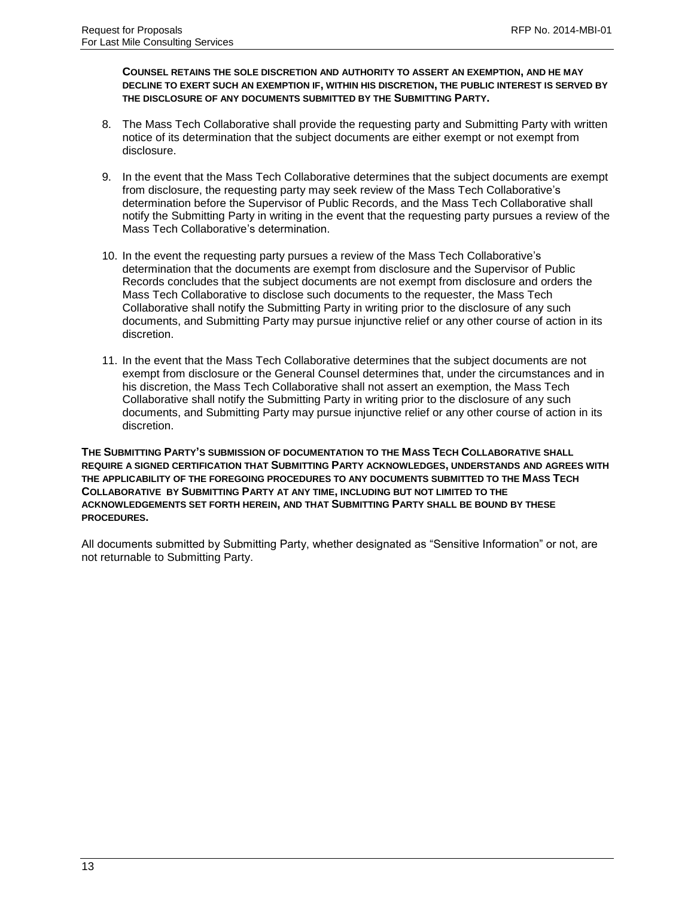**COUNSEL RETAINS THE SOLE DISCRETION AND AUTHORITY TO ASSERT AN EXEMPTION, AND HE MAY DECLINE TO EXERT SUCH AN EXEMPTION IF, WITHIN HIS DISCRETION, THE PUBLIC INTEREST IS SERVED BY THE DISCLOSURE OF ANY DOCUMENTS SUBMITTED BY THE SUBMITTING PARTY.**

8. The Mass Tech Collaborative shall provide the requesting party and Submitting Party with written notice of its determination that the subject documents are either exempt or not exempt from disclosure.

9. In the event that the Mass Tech Collaborative determines that the subject documents are exempt from disclosure, the requesting party may seek review of the Mass Tech Collaborative's determination before the Supervisor of Public Records, and the Mass Tech Collaborative shall notify the Submitting Party in writing in the event that the requesting party pursues a review of the Mass Tech Collaborative's determination.

10. In the event the requesting party pursues a review of the Mass Tech Collaborative's determination that the documents are exempt from disclosure and the Supervisor of Public Records concludes that the subject documents are not exempt from disclosure and orders the Mass Tech Collaborative to disclose such documents to the requester, the Mass Tech Collaborative shall notify the Submitting Party in writing prior to the disclosure of any such documents, and Submitting Party may pursue injunctive relief or any other course of action in its discretion.

11. In the event that the Mass Tech Collaborative determines that the subject documents are not exempt from disclosure or the General Counsel determines that, under the circumstances and in his discretion, the Mass Tech Collaborative shall not assert an exemption, the Mass Tech Collaborative shall notify the Submitting Party in writing prior to the disclosure of any such documents, and Submitting Party may pursue injunctive relief or any other course of action in its discretion.

**THE SUBMITTING PARTY'S SUBMISSION OF DOCUMENTATION TO THE MASS TECH COLLABORATIVE SHALL REQUIRE A SIGNED CERTIFICATION THAT SUBMITTING PARTY ACKNOWLEDGES, UNDERSTANDS AND AGREES WITH THE APPLICABILITY OF THE FOREGOING PROCEDURES TO ANY DOCUMENTS SUBMITTED TO THE MASS TECH COLLABORATIVE BY SUBMITTING PARTY AT ANY TIME, INCLUDING BUT NOT LIMITED TO THE ACKNOWLEDGEMENTS SET FORTH HEREIN, AND THAT SUBMITTING PARTY SHALL BE BOUND BY THESE PROCEDURES.**

All documents submitted by Submitting Party, whether designated as "Sensitive Information" or not, are not returnable to Submitting Party.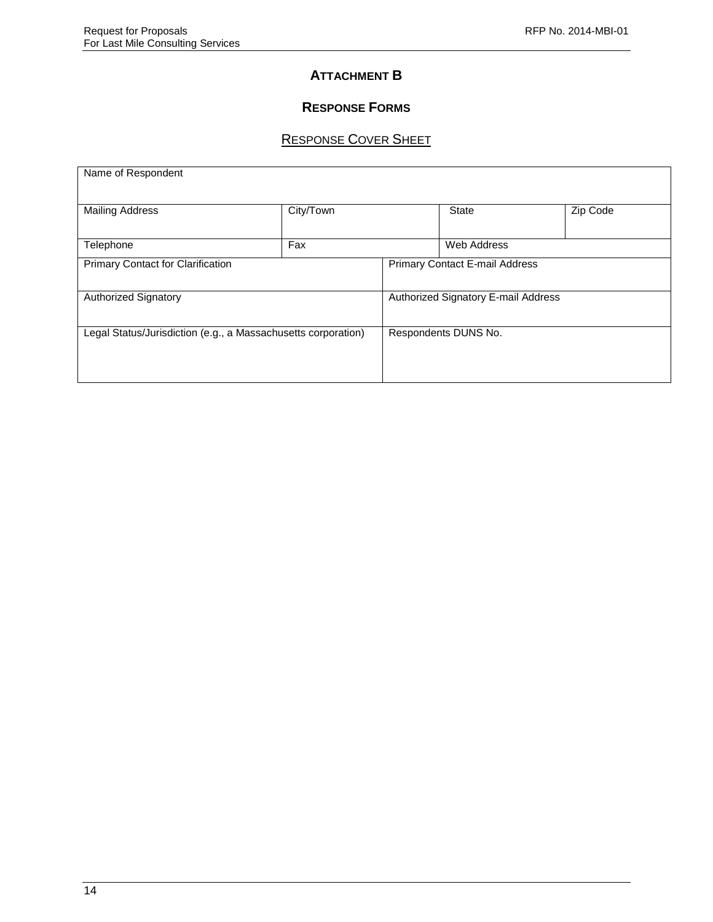## ATTACHMENT B

### RESPONSE FORMS

#### RESPONSE COVER SHEET

| Name of Respondent | | | | |
|---|---|---|---|---|
| Mailing Address | City/Town | | State | Zip Code |
| Telephone | Fax | | Web Address | |
| Primary Contact for Clarification | | Primary Contact E-mail Address | | |
| Authorized Signatory | | Authorized Signatory E-mail Address | | |
| Legal Status/Jurisdiction (e.g., a Massachusetts corporation) | | Respondents DUNS No. | | |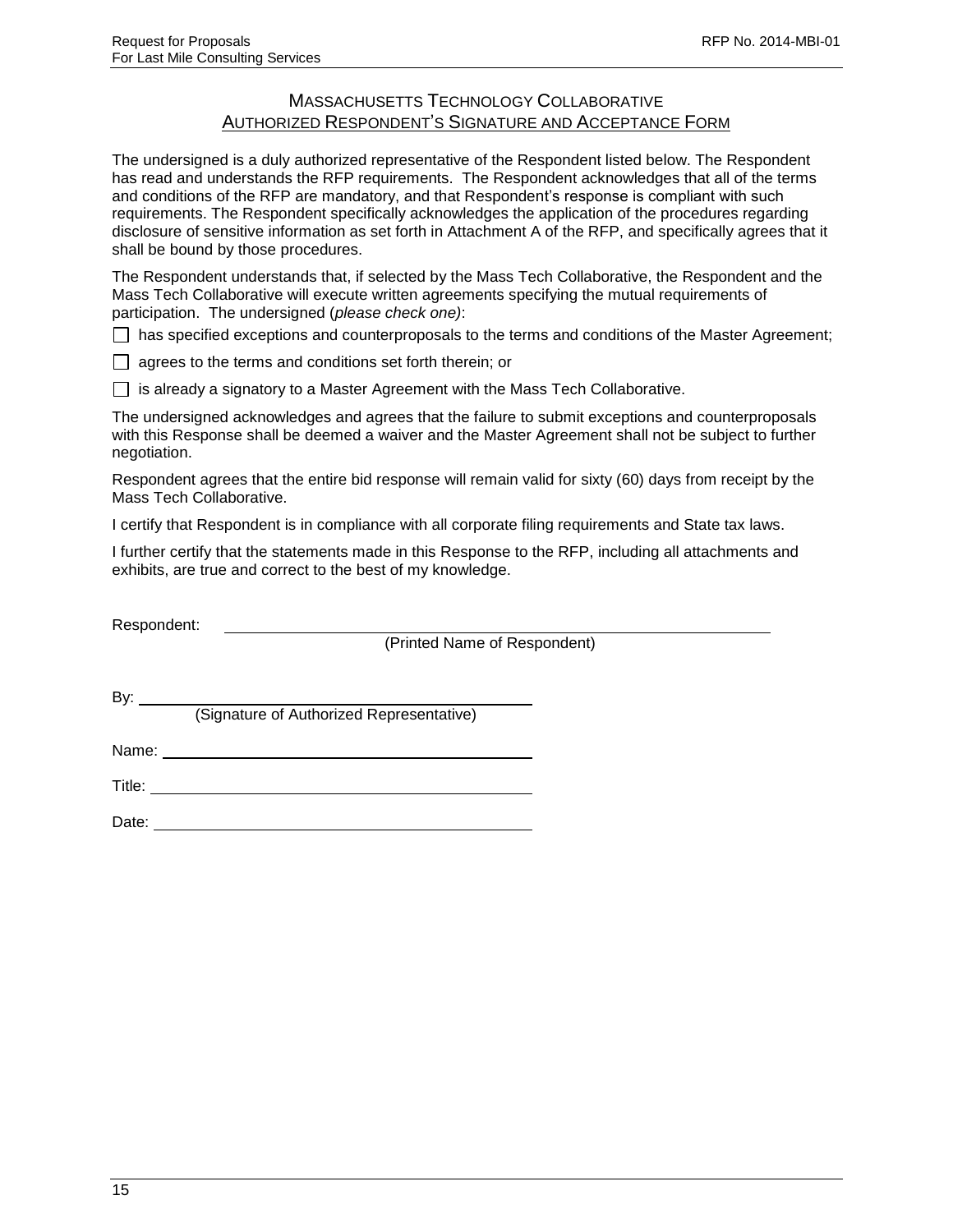## MASSACHUSETTS TECHNOLOGY COLLABORATIVE
## AUTHORIZED RESPONDENT'S SIGNATURE AND ACCEPTANCE FORM

The undersigned is a duly authorized representative of the Respondent listed below. The Respondent has read and understands the RFP requirements. The Respondent acknowledges that all of the terms and conditions of the RFP are mandatory, and that Respondent's response is compliant with such requirements. The Respondent specifically acknowledges the application of the procedures regarding disclosure of sensitive information as set forth in Attachment A of the RFP, and specifically agrees that it shall be bound by those procedures.

The Respondent understands that, if selected by the Mass Tech Collaborative, the Respondent and the Mass Tech Collaborative will execute written agreements specifying the mutual requirements of participation. The undersigned (*please check one)*:

☐ has specified exceptions and counterproposals to the terms and conditions of the Master Agreement;

☐ agrees to the terms and conditions set forth therein; or

☐ is already a signatory to a Master Agreement with the Mass Tech Collaborative.

The undersigned acknowledges and agrees that the failure to submit exceptions and counterproposals with this Response shall be deemed a waiver and the Master Agreement shall not be subject to further negotiation.

Respondent agrees that the entire bid response will remain valid for sixty (60) days from receipt by the Mass Tech Collaborative.

I certify that Respondent is in compliance with all corporate filing requirements and State tax laws.

I further certify that the statements made in this Response to the RFP, including all attachments and exhibits, are true and correct to the best of my knowledge.

Respondent: ______________________________________________
(Printed Name of Respondent)

By: ______________________________________________
(Signature of Authorized Representative)

Name: ______________________________________________

Title: ______________________________________________

Date: ______________________________________________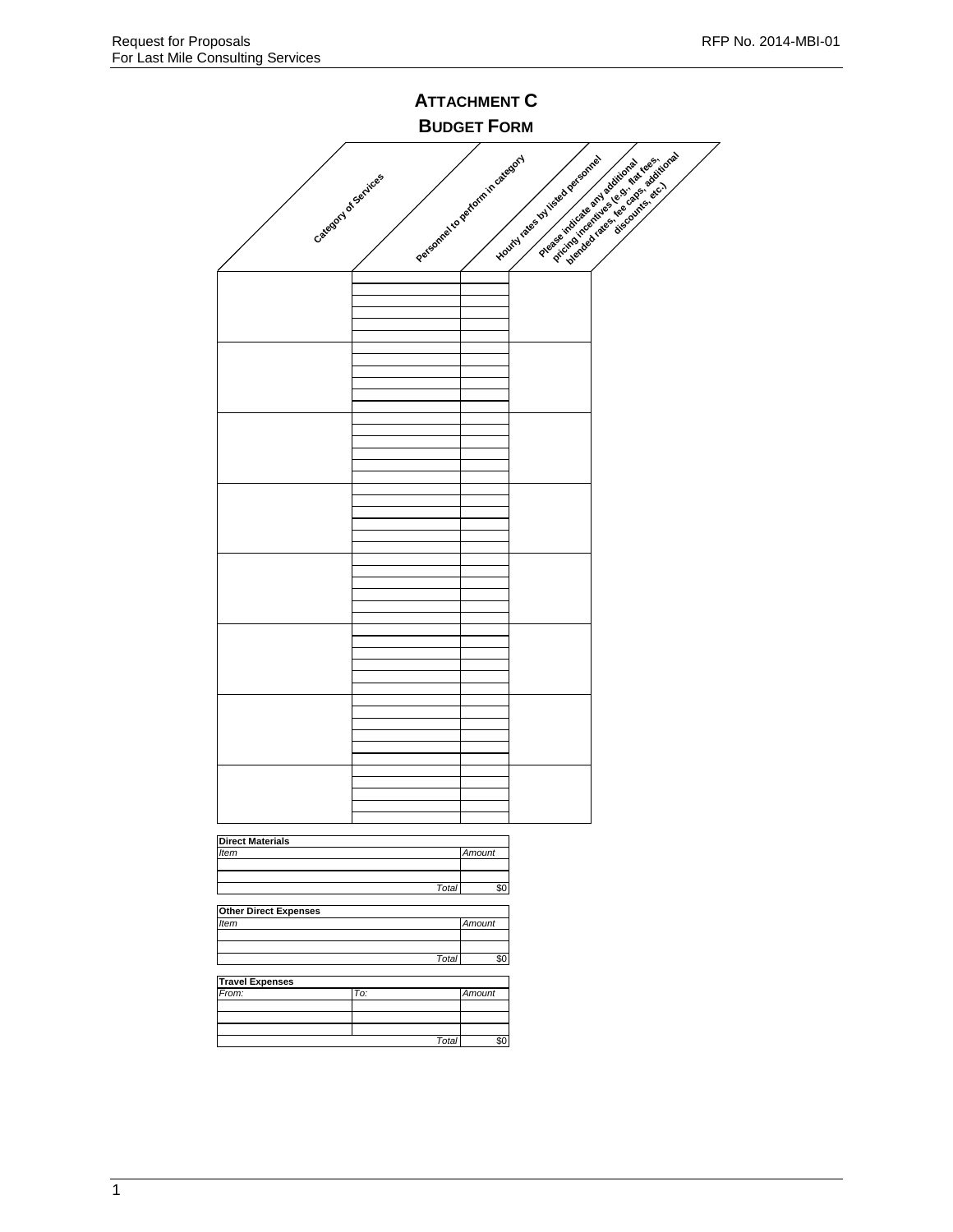# ATTACHMENT C

## BUDGET FORM

| Category of Services | Personnel to perform in category | Hourly rates by listed personnel | Please indicate any additional pricing incentives (e.g., flat fees, blended rates, fee caps, additional discounts, etc.) |
|---|---|---|---|
| | | | |
| | | | |
| | | | |
| | | | |
| | | | |
| | | | |
| | | | |
| | | | |

| Direct Materials | |
|---|---|
| *Item* | *Amount* |
| | |
| | |
| *Total* | $0 |

| Other Direct Expenses | |
|---|---|
| *Item* | *Amount* |
| | |
| | |
| *Total* | $0 |

| Travel Expenses | | |
|---|---|---|
| *From:* | *To:* | *Amount* |
| | | |
| | | |
| | | |
| | *Total* | $0 |